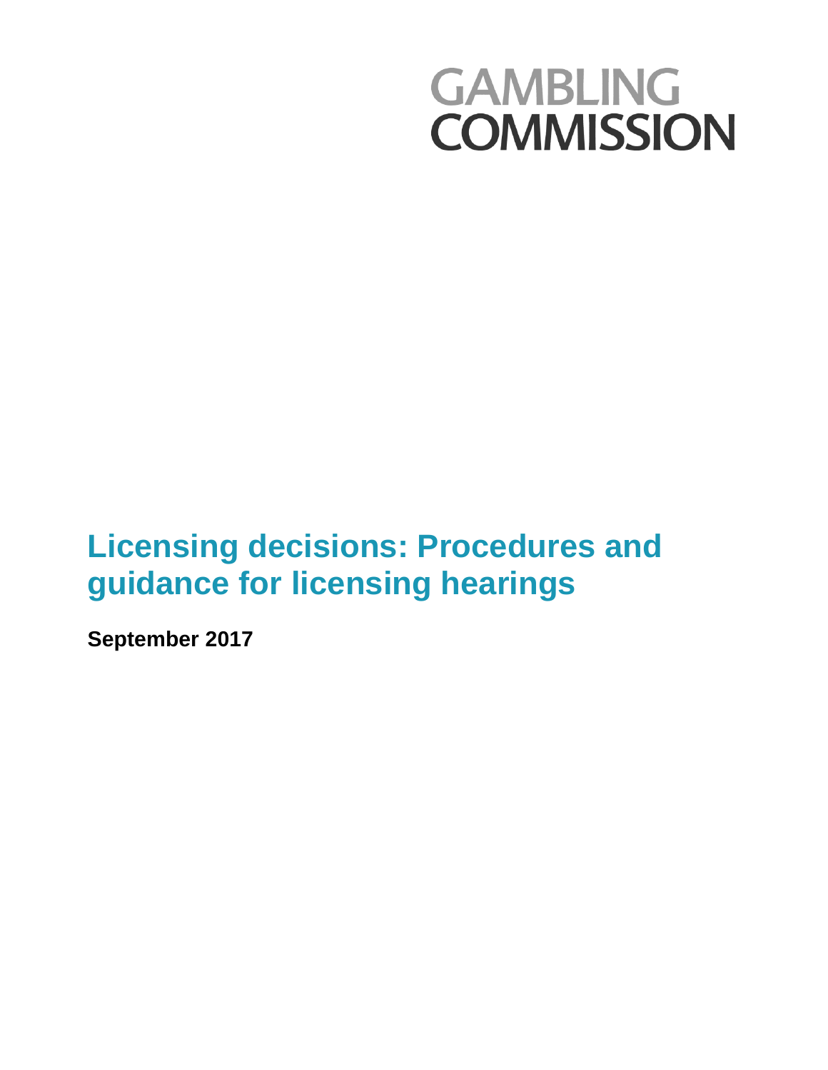GAMBLING COMMISSION

# Licensing decisions: Procedures and guidance for licensing hearings

**September 2017**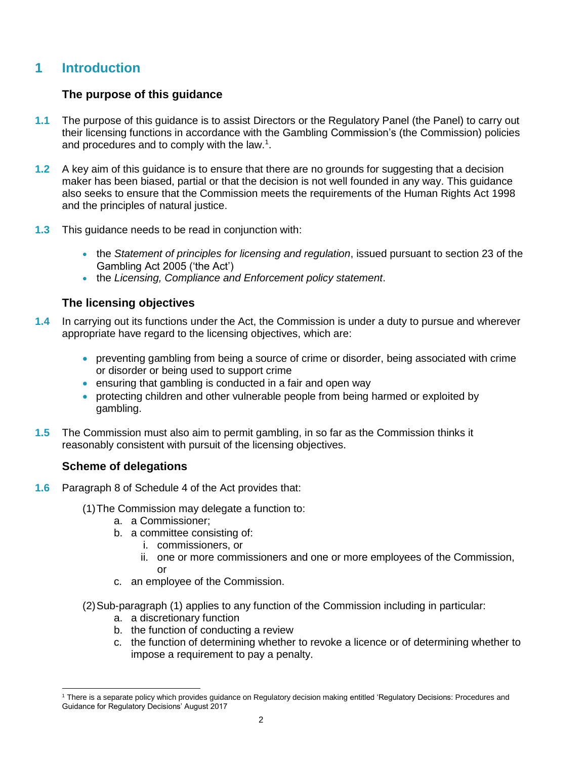# 1 Introduction

### The purpose of this guidance

**1.1** The purpose of this guidance is to assist Directors or the Regulatory Panel (the Panel) to carry out their licensing functions in accordance with the Gambling Commission's (the Commission) policies and procedures and to comply with the law.[1].

**1.2** A key aim of this guidance is to ensure that there are no grounds for suggesting that a decision maker has been biased, partial or that the decision is not well founded in any way. This guidance also seeks to ensure that the Commission meets the requirements of the Human Rights Act 1998 and the principles of natural justice.

**1.3** This guidance needs to be read in conjunction with:

- the *Statement of principles for licensing and regulation*, issued pursuant to section 23 of the Gambling Act 2005 ('the Act')
- the *Licensing, Compliance and Enforcement policy statement*.

### The licensing objectives

**1.4** In carrying out its functions under the Act, the Commission is under a duty to pursue and wherever appropriate have regard to the licensing objectives, which are:

- preventing gambling from being a source of crime or disorder, being associated with crime or disorder or being used to support crime
- ensuring that gambling is conducted in a fair and open way
- protecting children and other vulnerable people from being harmed or exploited by gambling.

**1.5** The Commission must also aim to permit gambling, in so far as the Commission thinks it reasonably consistent with pursuit of the licensing objectives.

### Scheme of delegations

**1.6** Paragraph 8 of Schedule 4 of the Act provides that:

(1) The Commission may delegate a function to:
   a. a Commissioner;
   b. a committee consisting of:
      i. commissioners, or
      ii. one or more commissioners and one or more employees of the Commission, or
   c. an employee of the Commission.

(2) Sub-paragraph (1) applies to any function of the Commission including in particular:
   a. a discretionary function
   b. the function of conducting a review
   c. the function of determining whether to revoke a licence or of determining whether to impose a requirement to pay a penalty.

---

[1] There is a separate policy which provides guidance on Regulatory decision making entitled 'Regulatory Decisions: Procedures and Guidance for Regulatory Decisions' August 2017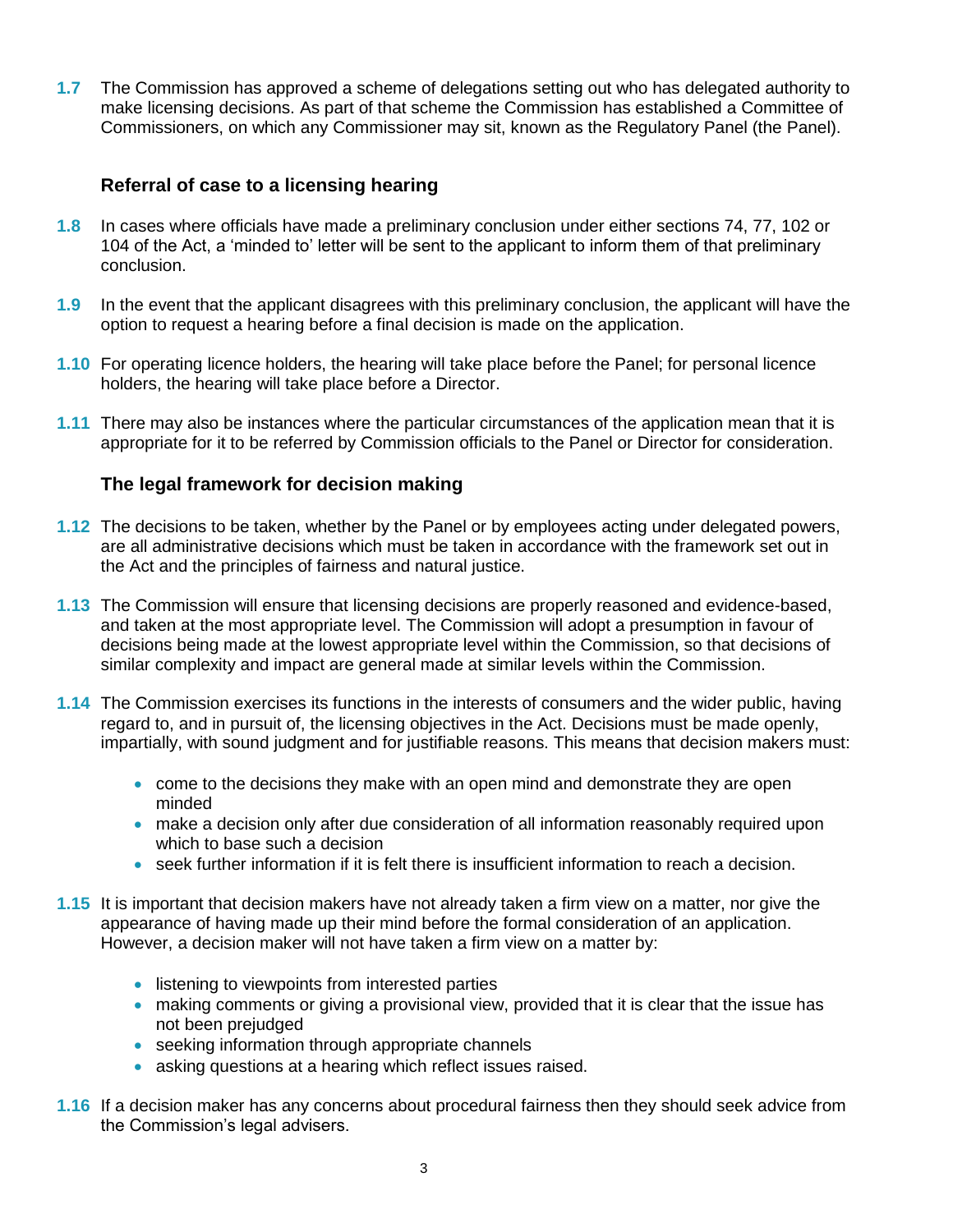**1.7** The Commission has approved a scheme of delegations setting out who has delegated authority to make licensing decisions. As part of that scheme the Commission has established a Committee of Commissioners, on which any Commissioner may sit, known as the Regulatory Panel (the Panel).

### Referral of case to a licensing hearing

**1.8** In cases where officials have made a preliminary conclusion under either sections 74, 77, 102 or 104 of the Act, a 'minded to' letter will be sent to the applicant to inform them of that preliminary conclusion.

**1.9** In the event that the applicant disagrees with this preliminary conclusion, the applicant will have the option to request a hearing before a final decision is made on the application.

**1.10** For operating licence holders, the hearing will take place before the Panel; for personal licence holders, the hearing will take place before a Director.

**1.11** There may also be instances where the particular circumstances of the application mean that it is appropriate for it to be referred by Commission officials to the Panel or Director for consideration.

### The legal framework for decision making

**1.12** The decisions to be taken, whether by the Panel or by employees acting under delegated powers, are all administrative decisions which must be taken in accordance with the framework set out in the Act and the principles of fairness and natural justice.

**1.13** The Commission will ensure that licensing decisions are properly reasoned and evidence-based, and taken at the most appropriate level. The Commission will adopt a presumption in favour of decisions being made at the lowest appropriate level within the Commission, so that decisions of similar complexity and impact are general made at similar levels within the Commission.

**1.14** The Commission exercises its functions in the interests of consumers and the wider public, having regard to, and in pursuit of, the licensing objectives in the Act. Decisions must be made openly, impartially, with sound judgment and for justifiable reasons. This means that decision makers must:

- come to the decisions they make with an open mind and demonstrate they are open minded
- make a decision only after due consideration of all information reasonably required upon which to base such a decision
- seek further information if it is felt there is insufficient information to reach a decision.

**1.15** It is important that decision makers have not already taken a firm view on a matter, nor give the appearance of having made up their mind before the formal consideration of an application. However, a decision maker will not have taken a firm view on a matter by:

- listening to viewpoints from interested parties
- making comments or giving a provisional view, provided that it is clear that the issue has not been prejudged
- seeking information through appropriate channels
- asking questions at a hearing which reflect issues raised.

**1.16** If a decision maker has any concerns about procedural fairness then they should seek advice from the Commission's legal advisers.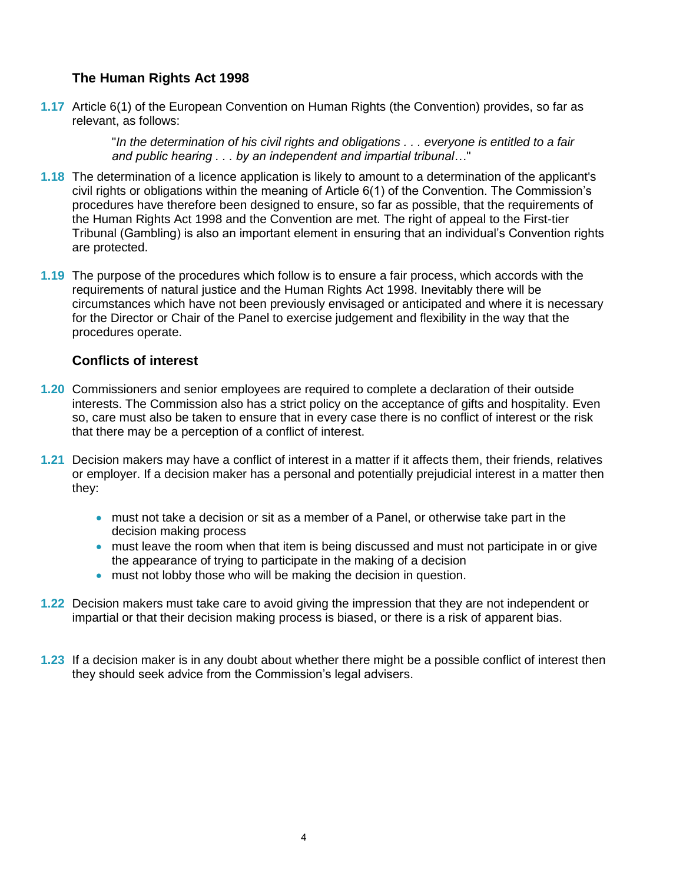### The Human Rights Act 1998

**1.17** Article 6(1) of the European Convention on Human Rights (the Convention) provides, so far as relevant, as follows:

> "*In the determination of his civil rights and obligations . . . everyone is entitled to a fair and public hearing . . . by an independent and impartial tribunal…*"

**1.18** The determination of a licence application is likely to amount to a determination of the applicant's civil rights or obligations within the meaning of Article 6(1) of the Convention. The Commission's procedures have therefore been designed to ensure, so far as possible, that the requirements of the Human Rights Act 1998 and the Convention are met. The right of appeal to the First-tier Tribunal (Gambling) is also an important element in ensuring that an individual's Convention rights are protected.

**1.19** The purpose of the procedures which follow is to ensure a fair process, which accords with the requirements of natural justice and the Human Rights Act 1998. Inevitably there will be circumstances which have not been previously envisaged or anticipated and where it is necessary for the Director or Chair of the Panel to exercise judgement and flexibility in the way that the procedures operate.

### Conflicts of interest

**1.20** Commissioners and senior employees are required to complete a declaration of their outside interests. The Commission also has a strict policy on the acceptance of gifts and hospitality. Even so, care must also be taken to ensure that in every case there is no conflict of interest or the risk that there may be a perception of a conflict of interest.

**1.21** Decision makers may have a conflict of interest in a matter if it affects them, their friends, relatives or employer. If a decision maker has a personal and potentially prejudicial interest in a matter then they:

- must not take a decision or sit as a member of a Panel, or otherwise take part in the decision making process
- must leave the room when that item is being discussed and must not participate in or give the appearance of trying to participate in the making of a decision
- must not lobby those who will be making the decision in question.

**1.22** Decision makers must take care to avoid giving the impression that they are not independent or impartial or that their decision making process is biased, or there is a risk of apparent bias.

**1.23** If a decision maker is in any doubt about whether there might be a possible conflict of interest then they should seek advice from the Commission's legal advisers.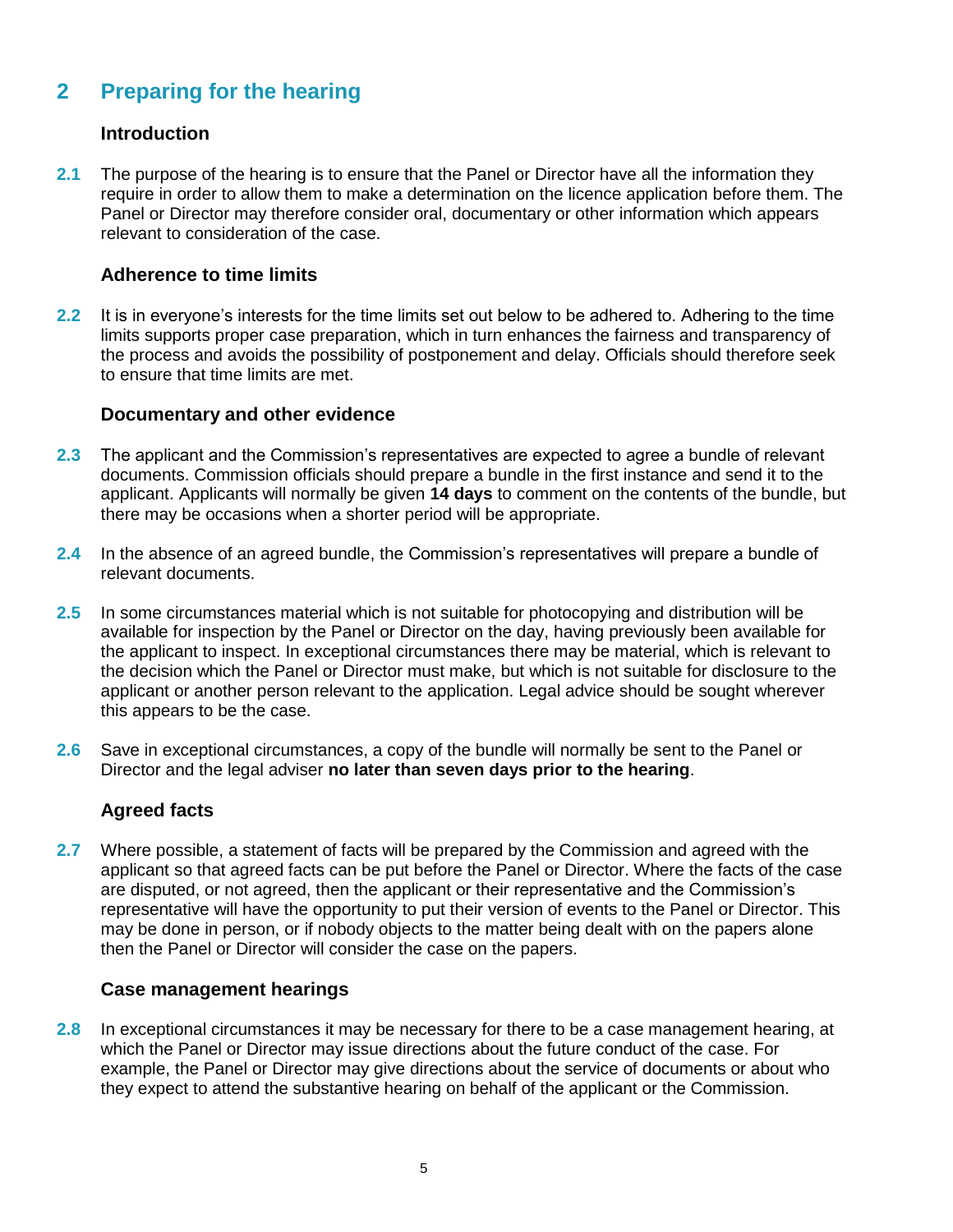# 2 Preparing for the hearing

### Introduction

**2.1** The purpose of the hearing is to ensure that the Panel or Director have all the information they require in order to allow them to make a determination on the licence application before them. The Panel or Director may therefore consider oral, documentary or other information which appears relevant to consideration of the case.

### Adherence to time limits

**2.2** It is in everyone's interests for the time limits set out below to be adhered to. Adhering to the time limits supports proper case preparation, which in turn enhances the fairness and transparency of the process and avoids the possibility of postponement and delay. Officials should therefore seek to ensure that time limits are met.

### Documentary and other evidence

**2.3** The applicant and the Commission's representatives are expected to agree a bundle of relevant documents. Commission officials should prepare a bundle in the first instance and send it to the applicant. Applicants will normally be given **14 days** to comment on the contents of the bundle, but there may be occasions when a shorter period will be appropriate.

**2.4** In the absence of an agreed bundle, the Commission's representatives will prepare a bundle of relevant documents.

**2.5** In some circumstances material which is not suitable for photocopying and distribution will be available for inspection by the Panel or Director on the day, having previously been available for the applicant to inspect. In exceptional circumstances there may be material, which is relevant to the decision which the Panel or Director must make, but which is not suitable for disclosure to the applicant or another person relevant to the application. Legal advice should be sought wherever this appears to be the case.

**2.6** Save in exceptional circumstances, a copy of the bundle will normally be sent to the Panel or Director and the legal adviser **no later than seven days prior to the hearing**.

### Agreed facts

**2.7** Where possible, a statement of facts will be prepared by the Commission and agreed with the applicant so that agreed facts can be put before the Panel or Director. Where the facts of the case are disputed, or not agreed, then the applicant or their representative and the Commission's representative will have the opportunity to put their version of events to the Panel or Director. This may be done in person, or if nobody objects to the matter being dealt with on the papers alone then the Panel or Director will consider the case on the papers.

### Case management hearings

**2.8** In exceptional circumstances it may be necessary for there to be a case management hearing, at which the Panel or Director may issue directions about the future conduct of the case. For example, the Panel or Director may give directions about the service of documents or about who they expect to attend the substantive hearing on behalf of the applicant or the Commission.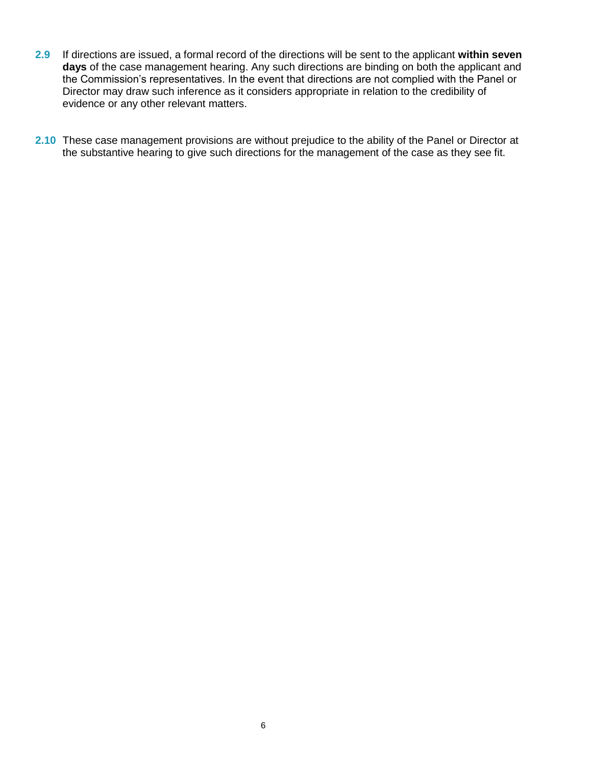**2.9** If directions are issued, a formal record of the directions will be sent to the applicant **within seven days** of the case management hearing. Any such directions are binding on both the applicant and the Commission's representatives. In the event that directions are not complied with the Panel or Director may draw such inference as it considers appropriate in relation to the credibility of evidence or any other relevant matters.

**2.10** These case management provisions are without prejudice to the ability of the Panel or Director at the substantive hearing to give such directions for the management of the case as they see fit.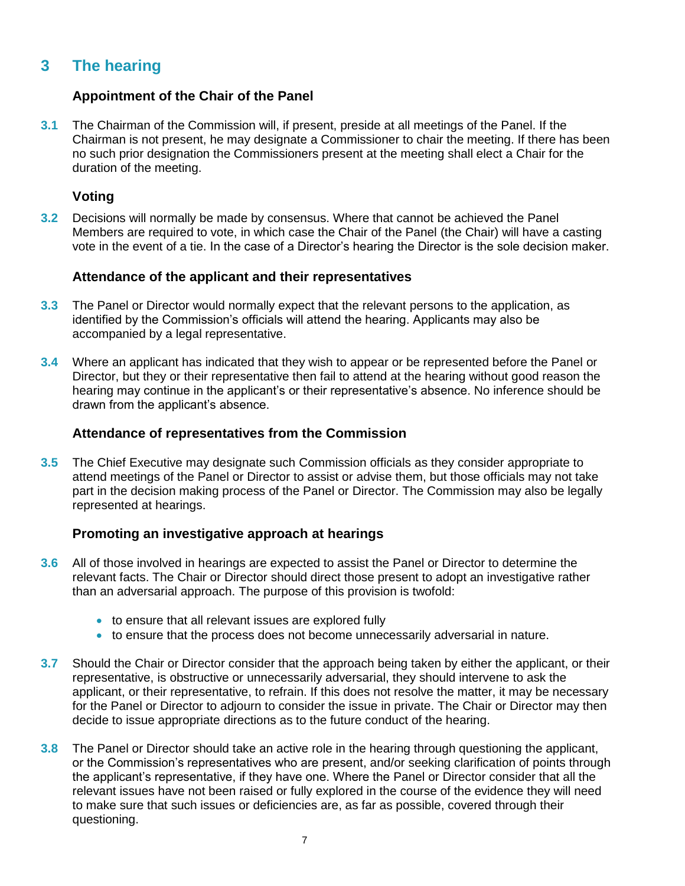# 3 The hearing

### Appointment of the Chair of the Panel

**3.1** The Chairman of the Commission will, if present, preside at all meetings of the Panel. If the Chairman is not present, he may designate a Commissioner to chair the meeting. If there has been no such prior designation the Commissioners present at the meeting shall elect a Chair for the duration of the meeting.

### Voting

**3.2** Decisions will normally be made by consensus. Where that cannot be achieved the Panel Members are required to vote, in which case the Chair of the Panel (the Chair) will have a casting vote in the event of a tie. In the case of a Director's hearing the Director is the sole decision maker.

### Attendance of the applicant and their representatives

**3.3** The Panel or Director would normally expect that the relevant persons to the application, as identified by the Commission's officials will attend the hearing. Applicants may also be accompanied by a legal representative.

**3.4** Where an applicant has indicated that they wish to appear or be represented before the Panel or Director, but they or their representative then fail to attend at the hearing without good reason the hearing may continue in the applicant's or their representative's absence. No inference should be drawn from the applicant's absence.

### Attendance of representatives from the Commission

**3.5** The Chief Executive may designate such Commission officials as they consider appropriate to attend meetings of the Panel or Director to assist or advise them, but those officials may not take part in the decision making process of the Panel or Director. The Commission may also be legally represented at hearings.

### Promoting an investigative approach at hearings

**3.6** All of those involved in hearings are expected to assist the Panel or Director to determine the relevant facts. The Chair or Director should direct those present to adopt an investigative rather than an adversarial approach. The purpose of this provision is twofold:

- to ensure that all relevant issues are explored fully
- to ensure that the process does not become unnecessarily adversarial in nature.

**3.7** Should the Chair or Director consider that the approach being taken by either the applicant, or their representative, is obstructive or unnecessarily adversarial, they should intervene to ask the applicant, or their representative, to refrain. If this does not resolve the matter, it may be necessary for the Panel or Director to adjourn to consider the issue in private. The Chair or Director may then decide to issue appropriate directions as to the future conduct of the hearing.

**3.8** The Panel or Director should take an active role in the hearing through questioning the applicant, or the Commission's representatives who are present, and/or seeking clarification of points through the applicant's representative, if they have one. Where the Panel or Director consider that all the relevant issues have not been raised or fully explored in the course of the evidence they will need to make sure that such issues or deficiencies are, as far as possible, covered through their questioning.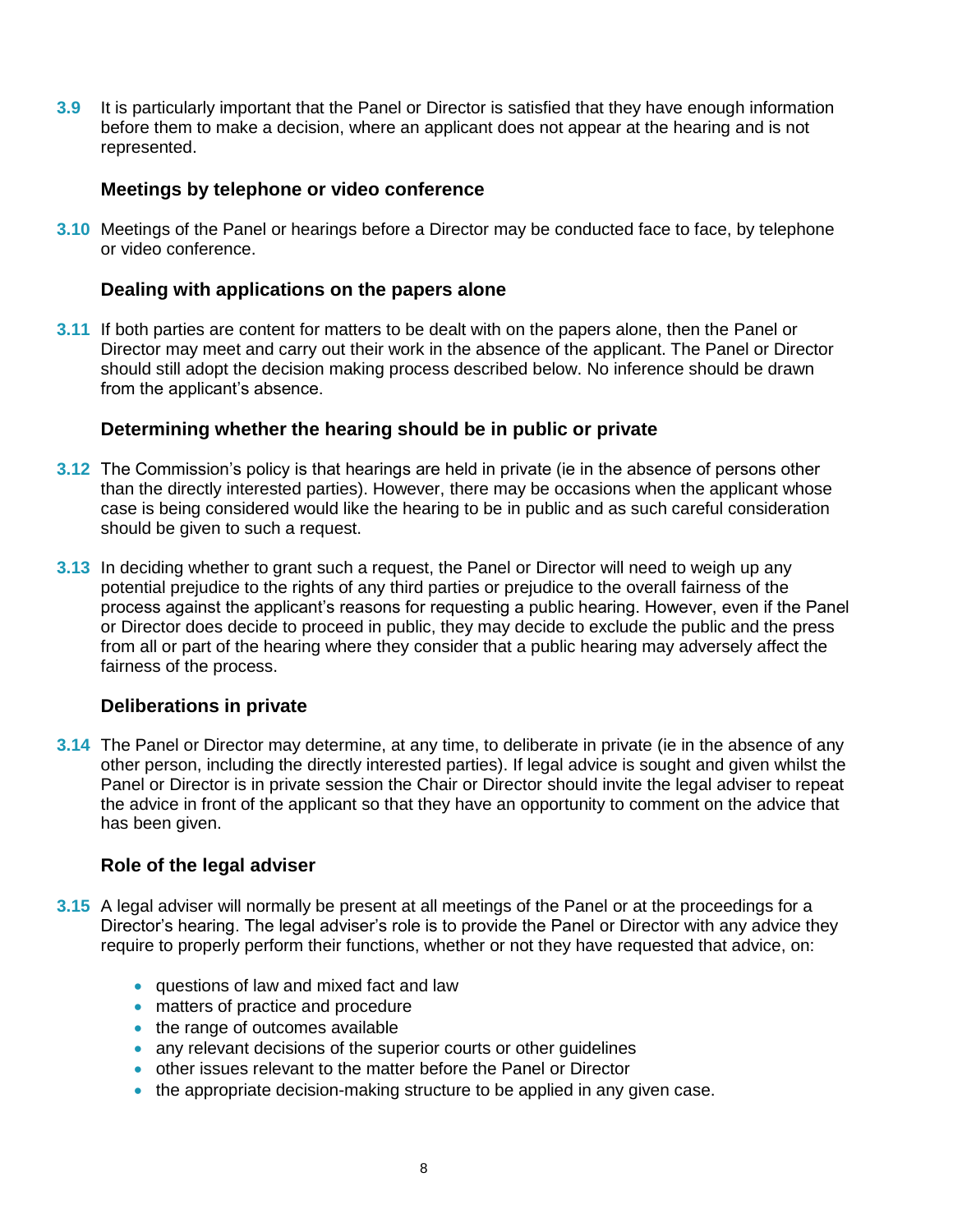**3.9** It is particularly important that the Panel or Director is satisfied that they have enough information before them to make a decision, where an applicant does not appear at the hearing and is not represented.

### Meetings by telephone or video conference

**3.10** Meetings of the Panel or hearings before a Director may be conducted face to face, by telephone or video conference.

### Dealing with applications on the papers alone

**3.11** If both parties are content for matters to be dealt with on the papers alone, then the Panel or Director may meet and carry out their work in the absence of the applicant. The Panel or Director should still adopt the decision making process described below. No inference should be drawn from the applicant's absence.

### Determining whether the hearing should be in public or private

**3.12** The Commission's policy is that hearings are held in private (ie in the absence of persons other than the directly interested parties). However, there may be occasions when the applicant whose case is being considered would like the hearing to be in public and as such careful consideration should be given to such a request.

**3.13** In deciding whether to grant such a request, the Panel or Director will need to weigh up any potential prejudice to the rights of any third parties or prejudice to the overall fairness of the process against the applicant's reasons for requesting a public hearing. However, even if the Panel or Director does decide to proceed in public, they may decide to exclude the public and the press from all or part of the hearing where they consider that a public hearing may adversely affect the fairness of the process.

### Deliberations in private

**3.14** The Panel or Director may determine, at any time, to deliberate in private (ie in the absence of any other person, including the directly interested parties). If legal advice is sought and given whilst the Panel or Director is in private session the Chair or Director should invite the legal adviser to repeat the advice in front of the applicant so that they have an opportunity to comment on the advice that has been given.

### Role of the legal adviser

**3.15** A legal adviser will normally be present at all meetings of the Panel or at the proceedings for a Director's hearing. The legal adviser's role is to provide the Panel or Director with any advice they require to properly perform their functions, whether or not they have requested that advice, on:

- questions of law and mixed fact and law
- matters of practice and procedure
- the range of outcomes available
- any relevant decisions of the superior courts or other guidelines
- other issues relevant to the matter before the Panel or Director
- the appropriate decision-making structure to be applied in any given case.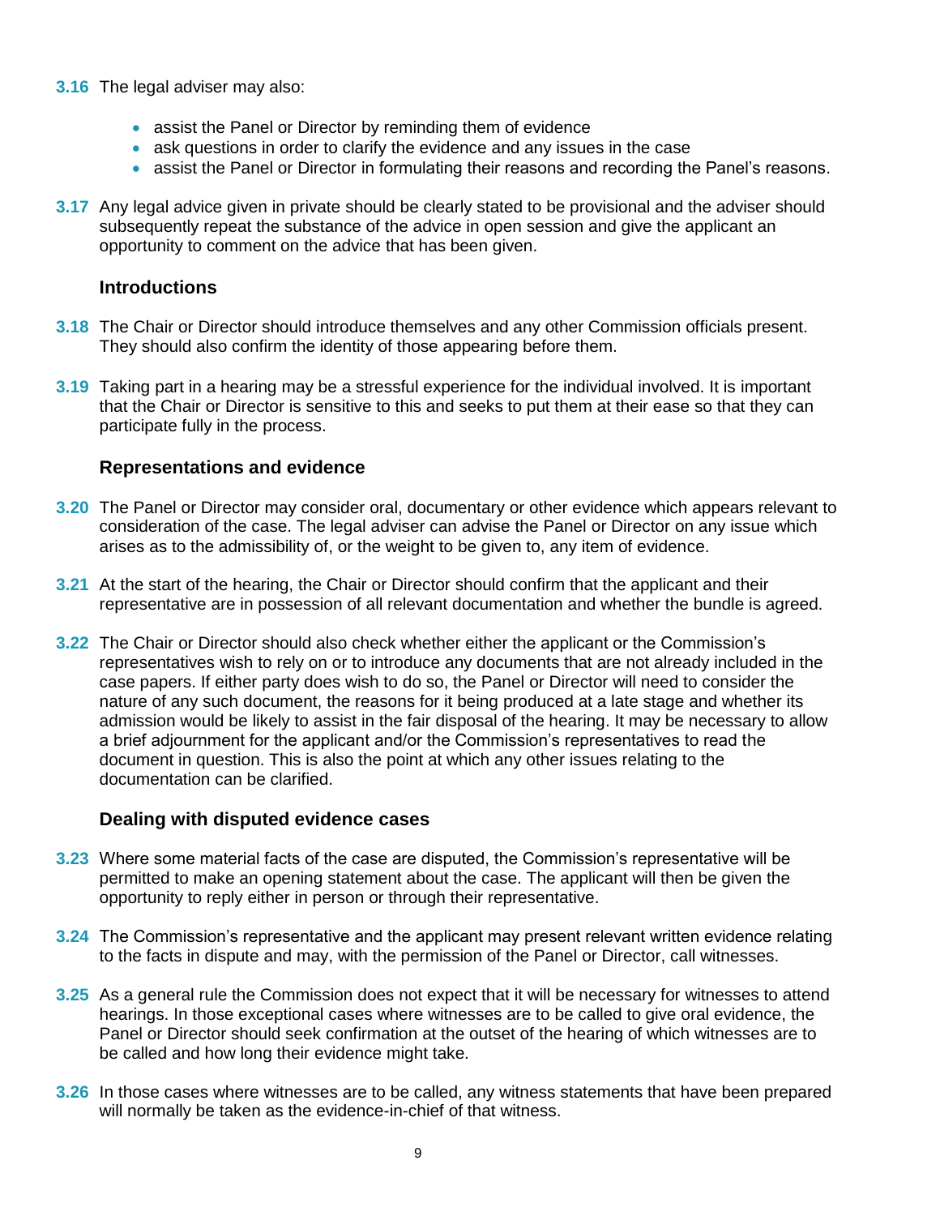**3.16** The legal adviser may also:

- assist the Panel or Director by reminding them of evidence
- ask questions in order to clarify the evidence and any issues in the case
- assist the Panel or Director in formulating their reasons and recording the Panel's reasons.

**3.17** Any legal advice given in private should be clearly stated to be provisional and the adviser should subsequently repeat the substance of the advice in open session and give the applicant an opportunity to comment on the advice that has been given.

### Introductions

**3.18** The Chair or Director should introduce themselves and any other Commission officials present. They should also confirm the identity of those appearing before them.

**3.19** Taking part in a hearing may be a stressful experience for the individual involved. It is important that the Chair or Director is sensitive to this and seeks to put them at their ease so that they can participate fully in the process.

### Representations and evidence

**3.20** The Panel or Director may consider oral, documentary or other evidence which appears relevant to consideration of the case. The legal adviser can advise the Panel or Director on any issue which arises as to the admissibility of, or the weight to be given to, any item of evidence.

**3.21** At the start of the hearing, the Chair or Director should confirm that the applicant and their representative are in possession of all relevant documentation and whether the bundle is agreed.

**3.22** The Chair or Director should also check whether either the applicant or the Commission's representatives wish to rely on or to introduce any documents that are not already included in the case papers. If either party does wish to do so, the Panel or Director will need to consider the nature of any such document, the reasons for it being produced at a late stage and whether its admission would be likely to assist in the fair disposal of the hearing. It may be necessary to allow a brief adjournment for the applicant and/or the Commission's representatives to read the document in question. This is also the point at which any other issues relating to the documentation can be clarified.

### Dealing with disputed evidence cases

**3.23** Where some material facts of the case are disputed, the Commission's representative will be permitted to make an opening statement about the case. The applicant will then be given the opportunity to reply either in person or through their representative.

**3.24** The Commission's representative and the applicant may present relevant written evidence relating to the facts in dispute and may, with the permission of the Panel or Director, call witnesses.

**3.25** As a general rule the Commission does not expect that it will be necessary for witnesses to attend hearings. In those exceptional cases where witnesses are to be called to give oral evidence, the Panel or Director should seek confirmation at the outset of the hearing of which witnesses are to be called and how long their evidence might take.

**3.26** In those cases where witnesses are to be called, any witness statements that have been prepared will normally be taken as the evidence-in-chief of that witness.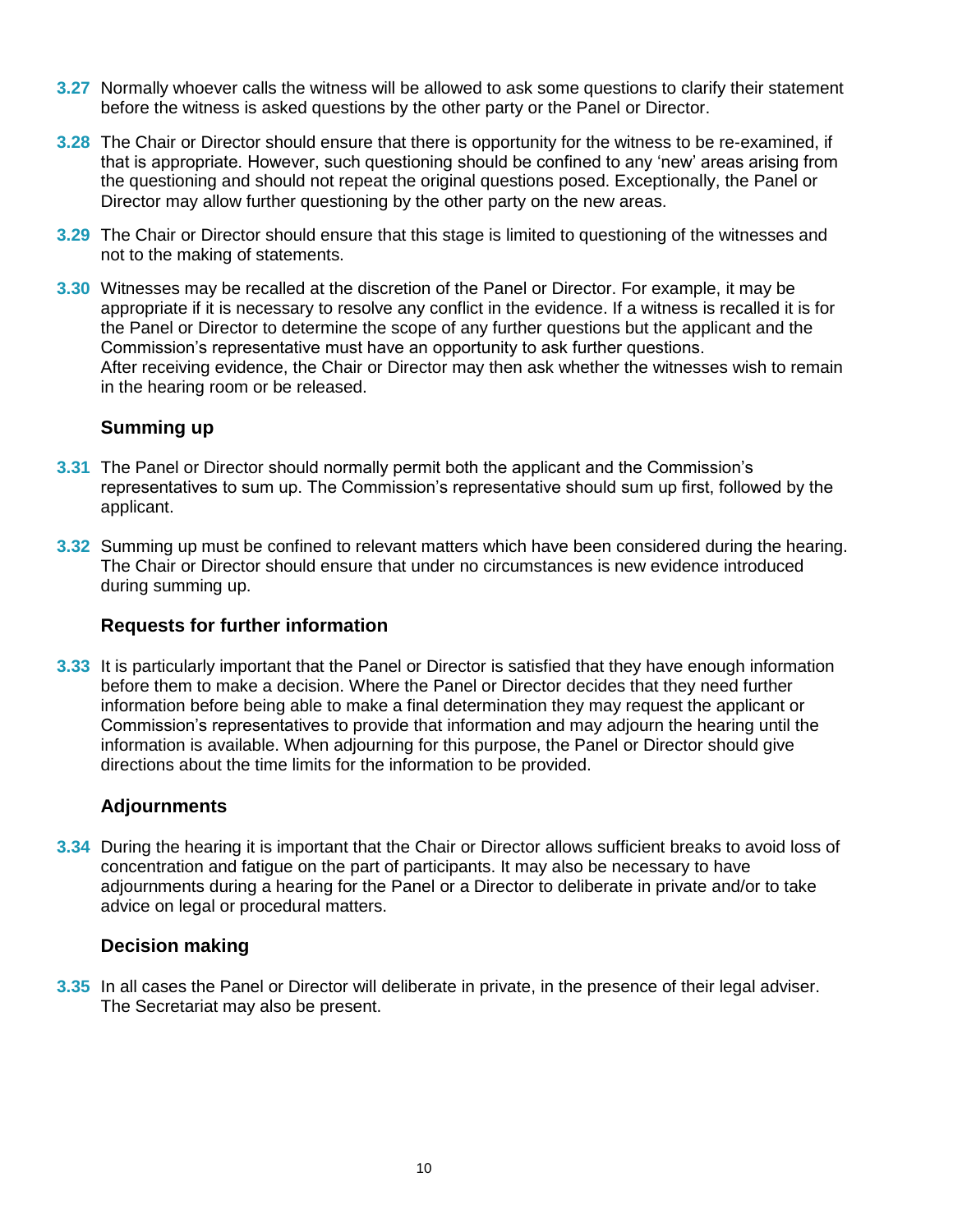**3.27** Normally whoever calls the witness will be allowed to ask some questions to clarify their statement before the witness is asked questions by the other party or the Panel or Director.

**3.28** The Chair or Director should ensure that there is opportunity for the witness to be re-examined, if that is appropriate. However, such questioning should be confined to any 'new' areas arising from the questioning and should not repeat the original questions posed. Exceptionally, the Panel or Director may allow further questioning by the other party on the new areas.

**3.29** The Chair or Director should ensure that this stage is limited to questioning of the witnesses and not to the making of statements.

**3.30** Witnesses may be recalled at the discretion of the Panel or Director. For example, it may be appropriate if it is necessary to resolve any conflict in the evidence. If a witness is recalled it is for the Panel or Director to determine the scope of any further questions but the applicant and the Commission's representative must have an opportunity to ask further questions.
After receiving evidence, the Chair or Director may then ask whether the witnesses wish to remain in the hearing room or be released.

### Summing up

**3.31** The Panel or Director should normally permit both the applicant and the Commission's representatives to sum up. The Commission's representative should sum up first, followed by the applicant.

**3.32** Summing up must be confined to relevant matters which have been considered during the hearing. The Chair or Director should ensure that under no circumstances is new evidence introduced during summing up.

### Requests for further information

**3.33** It is particularly important that the Panel or Director is satisfied that they have enough information before them to make a decision. Where the Panel or Director decides that they need further information before being able to make a final determination they may request the applicant or Commission's representatives to provide that information and may adjourn the hearing until the information is available. When adjourning for this purpose, the Panel or Director should give directions about the time limits for the information to be provided.

### Adjournments

**3.34** During the hearing it is important that the Chair or Director allows sufficient breaks to avoid loss of concentration and fatigue on the part of participants. It may also be necessary to have adjournments during a hearing for the Panel or a Director to deliberate in private and/or to take advice on legal or procedural matters.

### Decision making

**3.35** In all cases the Panel or Director will deliberate in private, in the presence of their legal adviser. The Secretariat may also be present.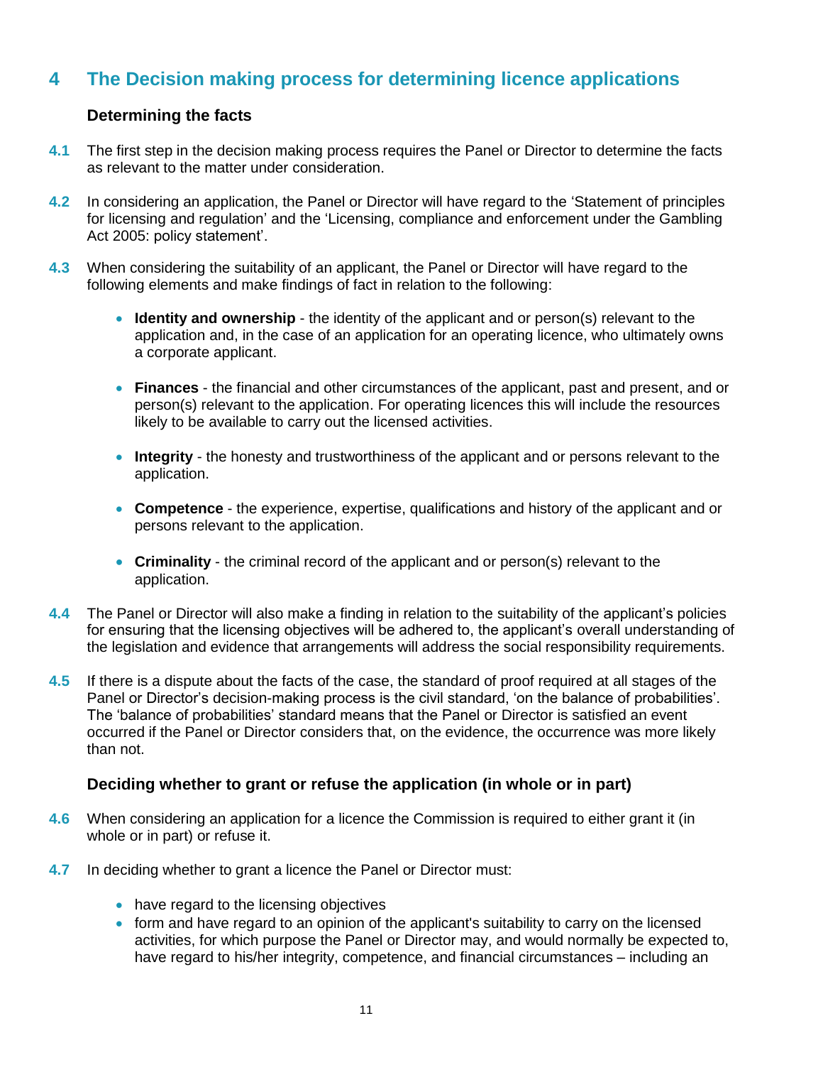## 4 The Decision making process for determining licence applications

### Determining the facts

**4.1** The first step in the decision making process requires the Panel or Director to determine the facts as relevant to the matter under consideration.

**4.2** In considering an application, the Panel or Director will have regard to the 'Statement of principles for licensing and regulation' and the 'Licensing, compliance and enforcement under the Gambling Act 2005: policy statement'.

**4.3** When considering the suitability of an applicant, the Panel or Director will have regard to the following elements and make findings of fact in relation to the following:

- **Identity and ownership** - the identity of the applicant and or person(s) relevant to the application and, in the case of an application for an operating licence, who ultimately owns a corporate applicant.

- **Finances** - the financial and other circumstances of the applicant, past and present, and or person(s) relevant to the application. For operating licences this will include the resources likely to be available to carry out the licensed activities.

- **Integrity** - the honesty and trustworthiness of the applicant and or persons relevant to the application.

- **Competence** - the experience, expertise, qualifications and history of the applicant and or persons relevant to the application.

- **Criminality** - the criminal record of the applicant and or person(s) relevant to the application.

**4.4** The Panel or Director will also make a finding in relation to the suitability of the applicant's policies for ensuring that the licensing objectives will be adhered to, the applicant's overall understanding of the legislation and evidence that arrangements will address the social responsibility requirements.

**4.5** If there is a dispute about the facts of the case, the standard of proof required at all stages of the Panel or Director's decision-making process is the civil standard, 'on the balance of probabilities'. The 'balance of probabilities' standard means that the Panel or Director is satisfied an event occurred if the Panel or Director considers that, on the evidence, the occurrence was more likely than not.

### Deciding whether to grant or refuse the application (in whole or in part)

**4.6** When considering an application for a licence the Commission is required to either grant it (in whole or in part) or refuse it.

**4.7** In deciding whether to grant a licence the Panel or Director must:

- have regard to the licensing objectives
- form and have regard to an opinion of the applicant's suitability to carry on the licensed activities, for which purpose the Panel or Director may, and would normally be expected to, have regard to his/her integrity, competence, and financial circumstances – including an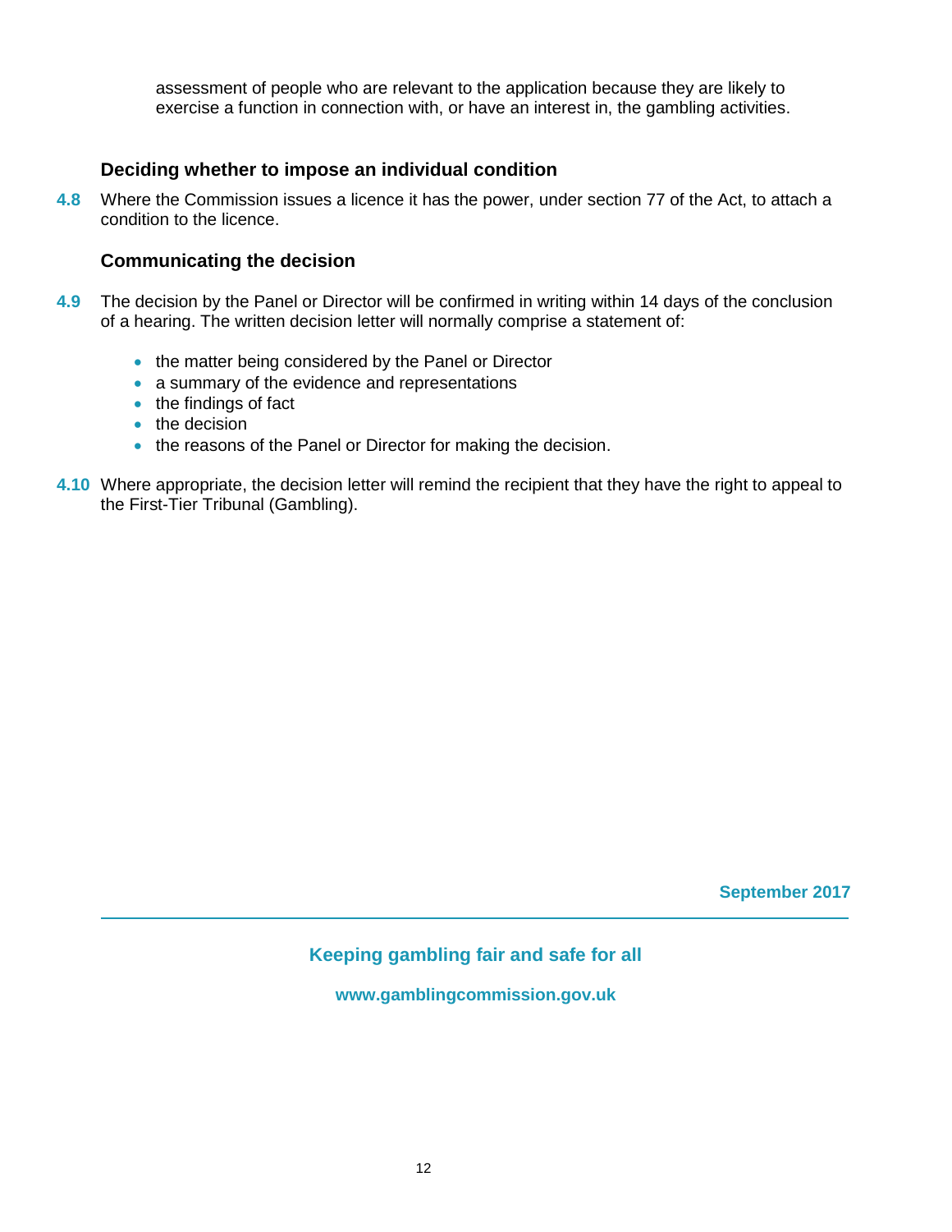assessment of people who are relevant to the application because they are likely to exercise a function in connection with, or have an interest in, the gambling activities.

### Deciding whether to impose an individual condition

**4.8** Where the Commission issues a licence it has the power, under section 77 of the Act, to attach a condition to the licence.

### Communicating the decision

**4.9** The decision by the Panel or Director will be confirmed in writing within 14 days of the conclusion of a hearing. The written decision letter will normally comprise a statement of:

- the matter being considered by the Panel or Director
- a summary of the evidence and representations
- the findings of fact
- the decision
- the reasons of the Panel or Director for making the decision.

**4.10** Where appropriate, the decision letter will remind the recipient that they have the right to appeal to the First-Tier Tribunal (Gambling).

**September 2017**

**Keeping gambling fair and safe for all**

**www.gamblingcommission.gov.uk**